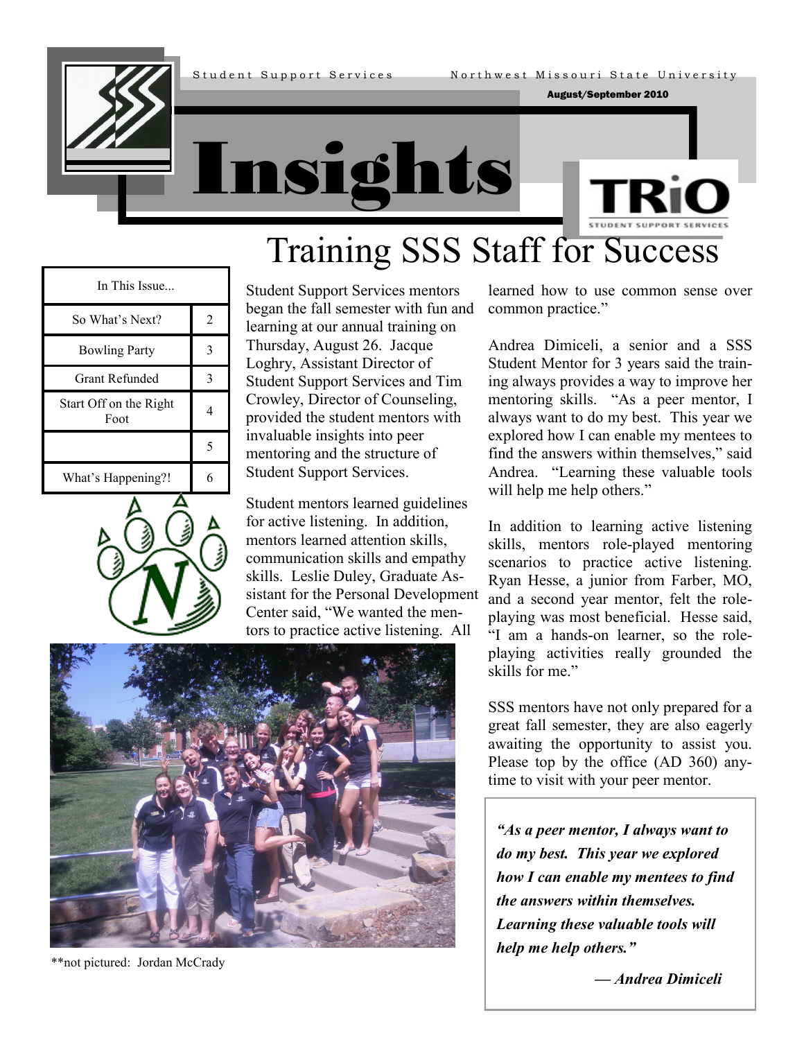Student Support Services    Northwest Missouri State University

August/September 2010

# Insights

TRiO STUDENT SUPPORT SERVICES

## Training SSS Staff for Success

| In This Issue... | |
|---|---|
| So What's Next? | 2 |
| Bowling Party | 3 |
| Grant Refunded | 3 |
| Start Off on the Right Foot | 4 |
| | 5 |
| What's Happening?! | 6 |

Student Support Services mentors began the fall semester with fun and learning at our annual training on Thursday, August 26. Jacque Loghry, Assistant Director of Student Support Services and Tim Crowley, Director of Counseling, provided the student mentors with invaluable insights into peer mentoring and the structure of Student Support Services.

Student mentors learned guidelines for active listening. In addition, mentors learned attention skills, communication skills and empathy skills. Leslie Duley, Graduate Assistant for the Personal Development Center said, "We wanted the mentors to practice active listening. All learned how to use common sense over common practice."

**not pictured: Jordan McCrady

Andrea Dimiceli, a senior and a SSS Student Mentor for 3 years said the training always provides a way to improve her mentoring skills. "As a peer mentor, I always want to do my best. This year we explored how I can enable my mentees to find the answers within themselves," said Andrea. "Learning these valuable tools will help me help others."

In addition to learning active listening skills, mentors role-played mentoring scenarios to practice active listening. Ryan Hesse, a junior from Farber, MO, and a second year mentor, felt the role-playing was most beneficial. Hesse said, "I am a hands-on learner, so the role-playing activities really grounded the skills for me."

SSS mentors have not only prepared for a great fall semester, they are also eagerly awaiting the opportunity to assist you. Please top by the office (AD 360) anytime to visit with your peer mentor.

> ***"As a peer mentor, I always want to do my best. This year we explored how I can enable my mentees to find the answers within themselves. Learning these valuable tools will help me help others."***
>
> ***— Andrea Dimiceli***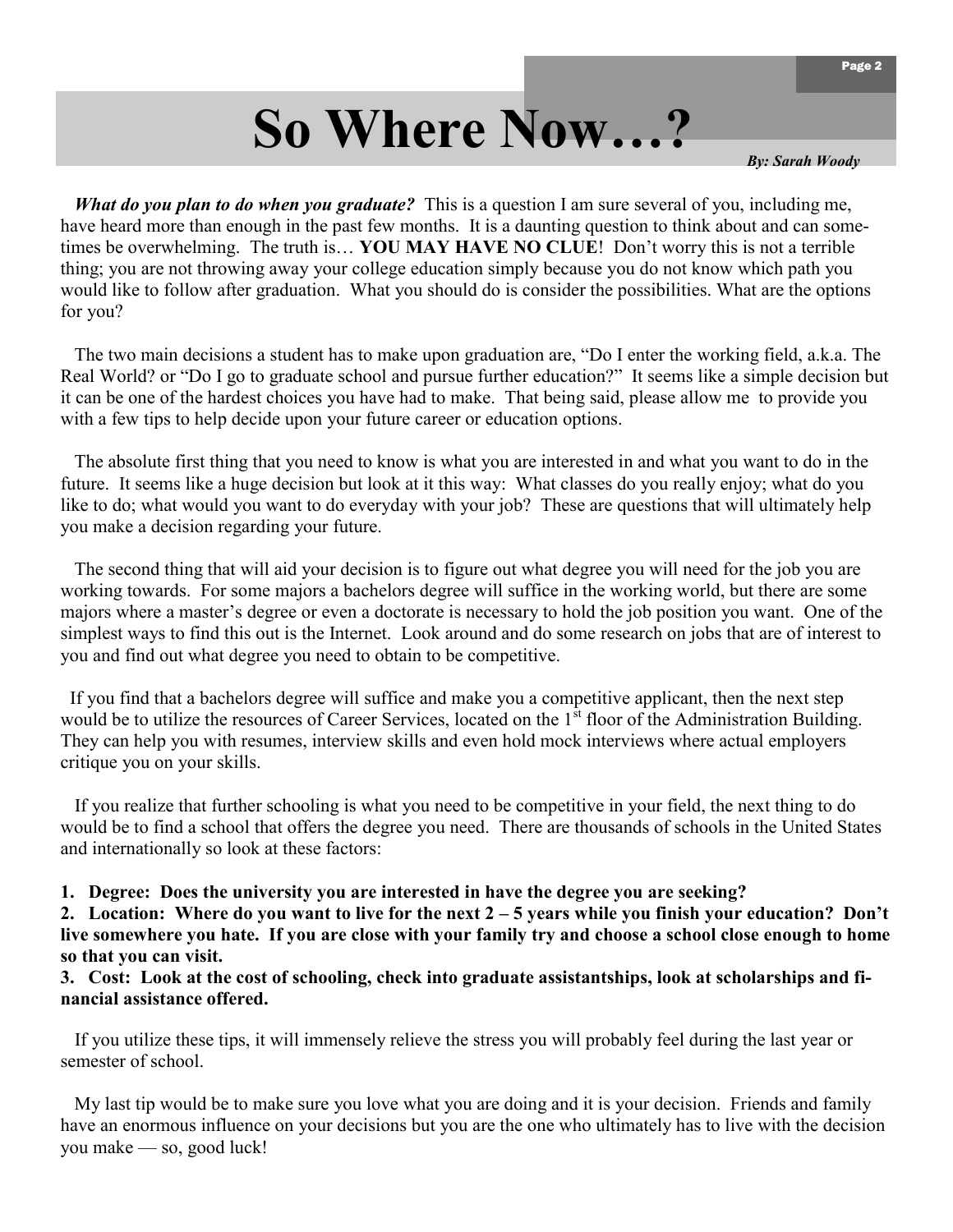# So Where Now…?

*By: Sarah Woody*

***What do you plan to do when you graduate?*** This is a question I am sure several of you, including me, have heard more than enough in the past few months. It is a daunting question to think about and can sometimes be overwhelming. The truth is… **YOU MAY HAVE NO CLUE**! Don't worry this is not a terrible thing; you are not throwing away your college education simply because you do not know which path you would like to follow after graduation. What you should do is consider the possibilities. What are the options for you?

The two main decisions a student has to make upon graduation are, "Do I enter the working field, a.k.a. The Real World? or "Do I go to graduate school and pursue further education?" It seems like a simple decision but it can be one of the hardest choices you have had to make. That being said, please allow me to provide you with a few tips to help decide upon your future career or education options.

The absolute first thing that you need to know is what you are interested in and what you want to do in the future. It seems like a huge decision but look at it this way: What classes do you really enjoy; what do you like to do; what would you want to do everyday with your job? These are questions that will ultimately help you make a decision regarding your future.

The second thing that will aid your decision is to figure out what degree you will need for the job you are working towards. For some majors a bachelors degree will suffice in the working world, but there are some majors where a master's degree or even a doctorate is necessary to hold the job position you want. One of the simplest ways to find this out is the Internet. Look around and do some research on jobs that are of interest to you and find out what degree you need to obtain to be competitive.

If you find that a bachelors degree will suffice and make you a competitive applicant, then the next step would be to utilize the resources of Career Services, located on the 1st floor of the Administration Building. They can help you with resumes, interview skills and even hold mock interviews where actual employers critique you on your skills.

If you realize that further schooling is what you need to be competitive in your field, the next thing to do would be to find a school that offers the degree you need. There are thousands of schools in the United States and internationally so look at these factors:

1. **Degree: Does the university you are interested in have the degree you are seeking?**
2. **Location: Where do you want to live for the next 2 – 5 years while you finish your education? Don't live somewhere you hate. If you are close with your family try and choose a school close enough to home so that you can visit.**
3. **Cost: Look at the cost of schooling, check into graduate assistantships, look at scholarships and financial assistance offered.**

If you utilize these tips, it will immensely relieve the stress you will probably feel during the last year or semester of school.

My last tip would be to make sure you love what you are doing and it is your decision. Friends and family have an enormous influence on your decisions but you are the one who ultimately has to live with the decision you make — so, good luck!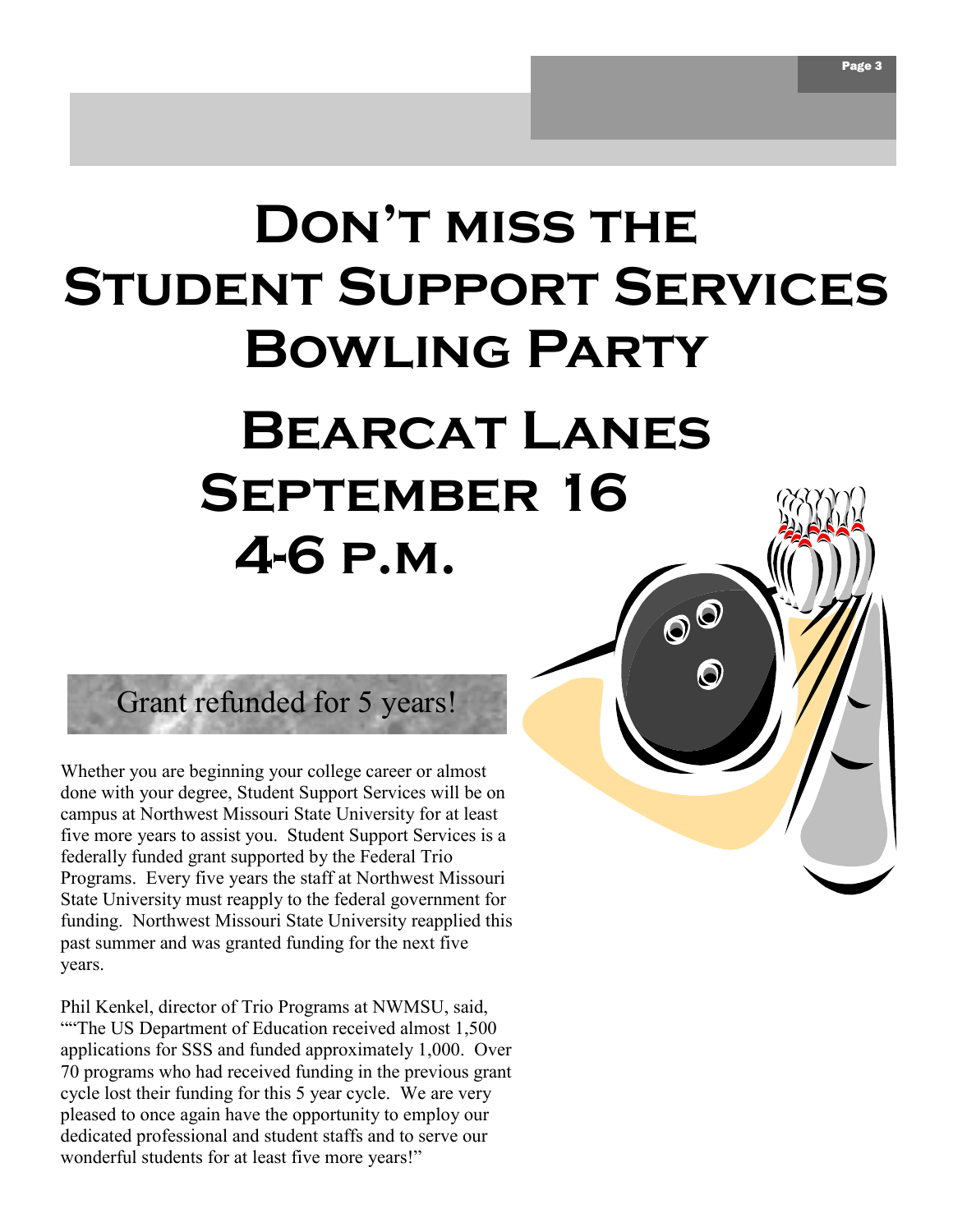# Don't miss the Student Support Services Bowling Party

## Bearcat Lanes
## September 16
## 4-6 p.m.

### Grant refunded for 5 years!

Whether you are beginning your college career or almost done with your degree, Student Support Services will be on campus at Northwest Missouri State University for at least five more years to assist you. Student Support Services is a federally funded grant supported by the Federal Trio Programs. Every five years the staff at Northwest Missouri State University must reapply to the federal government for funding. Northwest Missouri State University reapplied this past summer and was granted funding for the next five years.

Phil Kenkel, director of Trio Programs at NWMSU, said, ""The US Department of Education received almost 1,500 applications for SSS and funded approximately 1,000. Over 70 programs who had received funding in the previous grant cycle lost their funding for this 5 year cycle. We are very pleased to once again have the opportunity to employ our dedicated professional and student staffs and to serve our wonderful students for at least five more years!"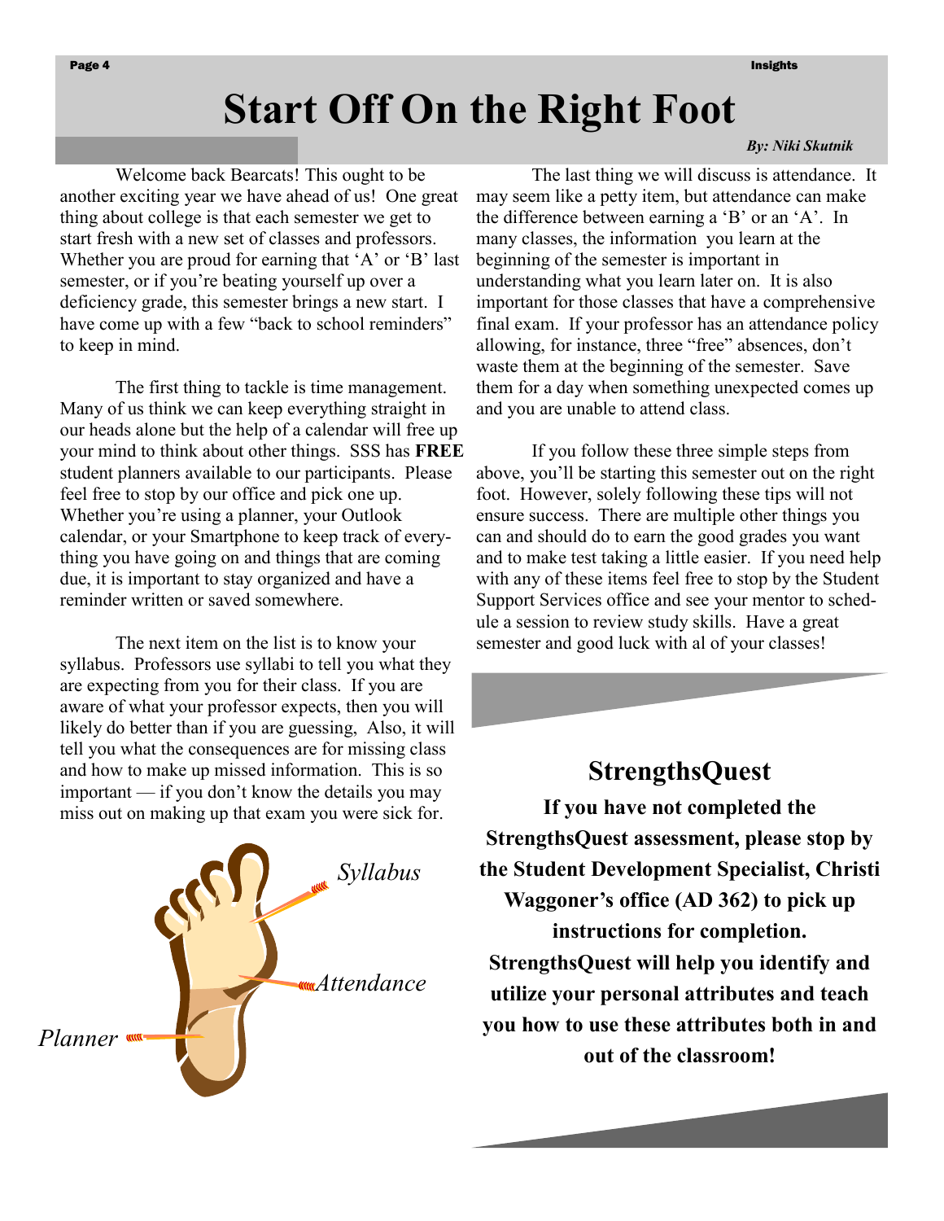# Start Off On the Right Foot

***By: Niki Skutnik***

Welcome back Bearcats! This ought to be another exciting year we have ahead of us! One great thing about college is that each semester we get to start fresh with a new set of classes and professors. Whether you are proud for earning that 'A' or 'B' last semester, or if you're beating yourself up over a deficiency grade, this semester brings a new start. I have come up with a few "back to school reminders" to keep in mind.

The first thing to tackle is time management. Many of us think we can keep everything straight in our heads alone but the help of a calendar will free up your mind to think about other things. SSS has **FREE** student planners available to our participants. Please feel free to stop by our office and pick one up. Whether you're using a planner, your Outlook calendar, or your Smartphone to keep track of everything you have going on and things that are coming due, it is important to stay organized and have a reminder written or saved somewhere.

The next item on the list is to know your syllabus. Professors use syllabi to tell you what they are expecting from you for their class. If you are aware of what your professor expects, then you will likely do better than if you are guessing, Also, it will tell you what the consequences are for missing class and how to make up missed information. This is so important — if you don't know the details you may miss out on making up that exam you were sick for.

*Syllabus*

*Attendance*

*Planner*

The last thing we will discuss is attendance. It may seem like a petty item, but attendance can make the difference between earning a 'B' or an 'A'. In many classes, the information you learn at the beginning of the semester is important in understanding what you learn later on. It is also important for those classes that have a comprehensive final exam. If your professor has an attendance policy allowing, for instance, three "free" absences, don't waste them at the beginning of the semester. Save them for a day when something unexpected comes up and you are unable to attend class.

If you follow these three simple steps from above, you'll be starting this semester out on the right foot. However, solely following these tips will not ensure success. There are multiple other things you can and should do to earn the good grades you want and to make test taking a little easier. If you need help with any of these items feel free to stop by the Student Support Services office and see your mentor to schedule a session to review study skills. Have a great semester and good luck with al of your classes!

## StrengthsQuest

**If you have not completed the StrengthsQuest assessment, please stop by the Student Development Specialist, Christi Waggoner's office (AD 362) to pick up instructions for completion. StrengthsQuest will help you identify and utilize your personal attributes and teach you how to use these attributes both in and out of the classroom!**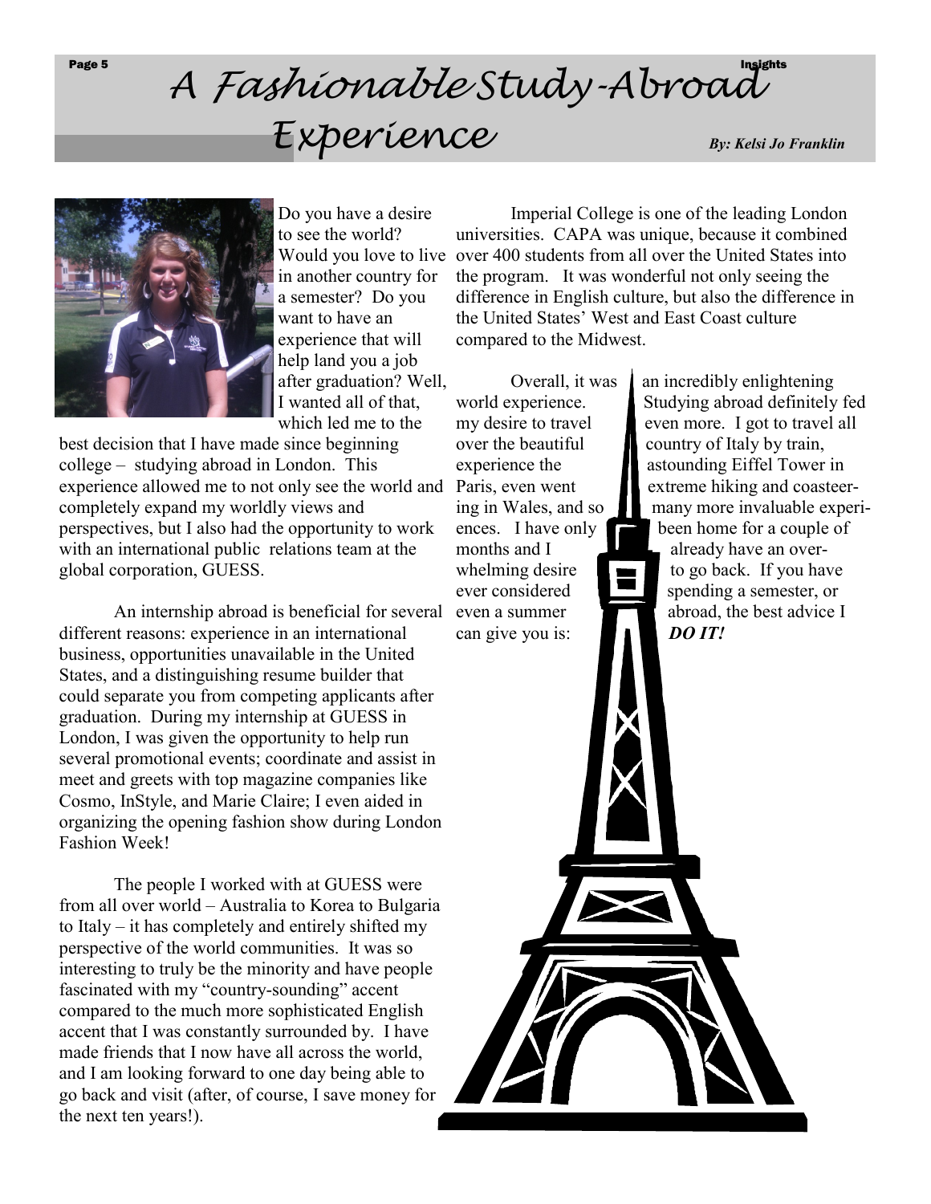# A Fashionable Study-Abroad Experience

*By: Kelsi Jo Franklin*

Do you have a desire to see the world? Would you love to live in another country for a semester? Do you want to have an experience that will help land you a job after graduation? Well, I wanted all of that, which led me to the best decision that I have made since beginning college – studying abroad in London. This experience allowed me to not only see the world and completely expand my worldly views and perspectives, but I also had the opportunity to work with an international public relations team at the global corporation, GUESS.

An internship abroad is beneficial for several different reasons: experience in an international business, opportunities unavailable in the United States, and a distinguishing resume builder that could separate you from competing applicants after graduation. During my internship at GUESS in London, I was given the opportunity to help run several promotional events; coordinate and assist in meet and greets with top magazine companies like Cosmo, InStyle, and Marie Claire; I even aided in organizing the opening fashion show during London Fashion Week!

The people I worked with at GUESS were from all over world – Australia to Korea to Bulgaria to Italy – it has completely and entirely shifted my perspective of the world communities. It was so interesting to truly be the minority and have people fascinated with my "country-sounding" accent compared to the much more sophisticated English accent that I was constantly surrounded by. I have made friends that I now have all across the world, and I am looking forward to one day being able to go back and visit (after, of course, I save money for the next ten years!).

Imperial College is one of the leading London universities. CAPA was unique, because it combined over 400 students from all over the United States into the program. It was wonderful not only seeing the difference in English culture, but also the difference in the United States' West and East Coast culture compared to the Midwest.

Overall, it was an incredibly enlightening world experience. Studying abroad definitely fed my desire to travel even more. I got to travel all over the beautiful country of Italy by train, experience the astounding Eiffel Tower in Paris, even went extreme hiking and coasteering in Wales, and so many more invaluable experiences. I have only been home for a couple of months and I already have an overwhelming desire to go back. If you have ever considered spending a semester, or even a summer abroad, the best advice I can give you is: ***DO IT!***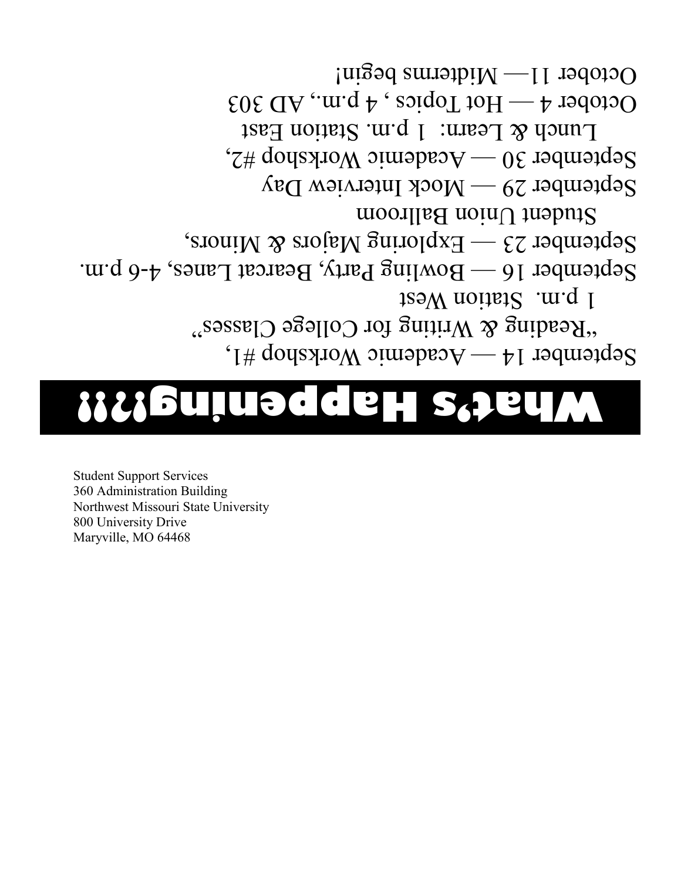## What's Happening???

September 14 — Academic Workshop #1,
"Reading & Writing for College Classes"
1 p.m. Station West

September 16 — Bowling Party, Bearcat Lanes, 4-6 p.m.

September 23 — Exploring Majors & Minors,
Student Union Ballroom

September 29 — Mock Interview Day

September 30 — Academic Workshop #2,
Lunch & Learn: 1 p.m. Station East

October 4 — Hot Topics , 4 p.m., AD 303

October 11— Midterms begin!

Student Support Services
360 Administration Building
Northwest Missouri State University
800 University Drive
Maryville, MO 64468